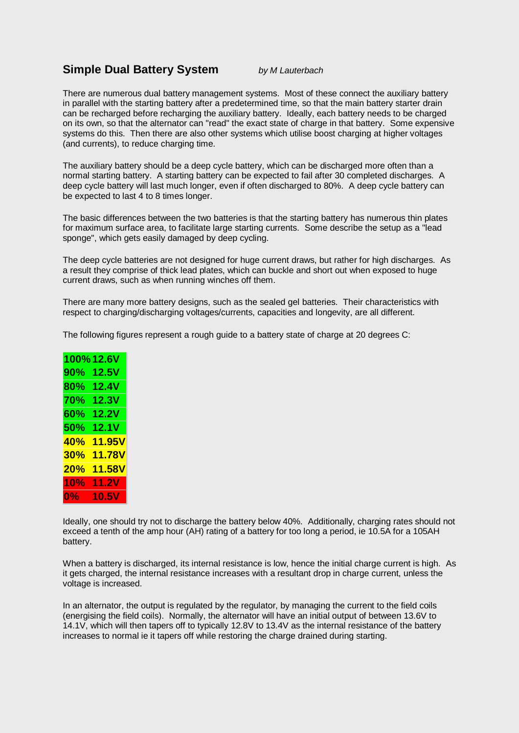# Simple Dual Battery System

*by M Lauterbach*

There are numerous dual battery management systems. Most of these connect the auxiliary battery in parallel with the starting battery after a predetermined time, so that the main battery starter drain can be recharged before recharging the auxiliary battery. Ideally, each battery needs to be charged on its own, so that the alternator can "read" the exact state of charge in that battery. Some expensive systems do this. Then there are also other systems which utilise boost charging at higher voltages (and currents), to reduce charging time.

The auxiliary battery should be a deep cycle battery, which can be discharged more often than a normal starting battery. A starting battery can be expected to fail after 30 completed discharges. A deep cycle battery will last much longer, even if often discharged to 80%. A deep cycle battery can be expected to last 4 to 8 times longer.

The basic differences between the two batteries is that the starting battery has numerous thin plates for maximum surface area, to facilitate large starting currents. Some describe the setup as a "lead sponge", which gets easily damaged by deep cycling.

The deep cycle batteries are not designed for huge current draws, but rather for high discharges. As a result they comprise of thick lead plates, which can buckle and short out when exposed to huge current draws, such as when running winches off them.

There are many more battery designs, such as the sealed gel batteries. Their characteristics with respect to charging/discharging voltages/currents, capacities and longevity, are all different.

The following figures represent a rough guide to a battery state of charge at 20 degrees C:

| | |
|---|---|
| **100%** | **12.6V** |
| **90%** | **12.5V** |
| **80%** | **12.4V** |
| **70%** | **12.3V** |
| **60%** | **12.2V** |
| **50%** | **12.1V** |
| **40%** | **11.95V** |
| **30%** | **11.78V** |
| **20%** | **11.58V** |
| **10%** | **11.2V** |
| **0%** | **10.5V** |

Ideally, one should try not to discharge the battery below 40%. Additionally, charging rates should not exceed a tenth of the amp hour (AH) rating of a battery for too long a period, ie 10.5A for a 105AH battery.

When a battery is discharged, its internal resistance is low, hence the initial charge current is high. As it gets charged, the internal resistance increases with a resultant drop in charge current, unless the voltage is increased.

In an alternator, the output is regulated by the regulator, by managing the current to the field coils (energising the field coils). Normally, the alternator will have an initial output of between 13.6V to 14.1V, which will then tapers off to typically 12.8V to 13.4V as the internal resistance of the battery increases to normal ie it tapers off while restoring the charge drained during starting.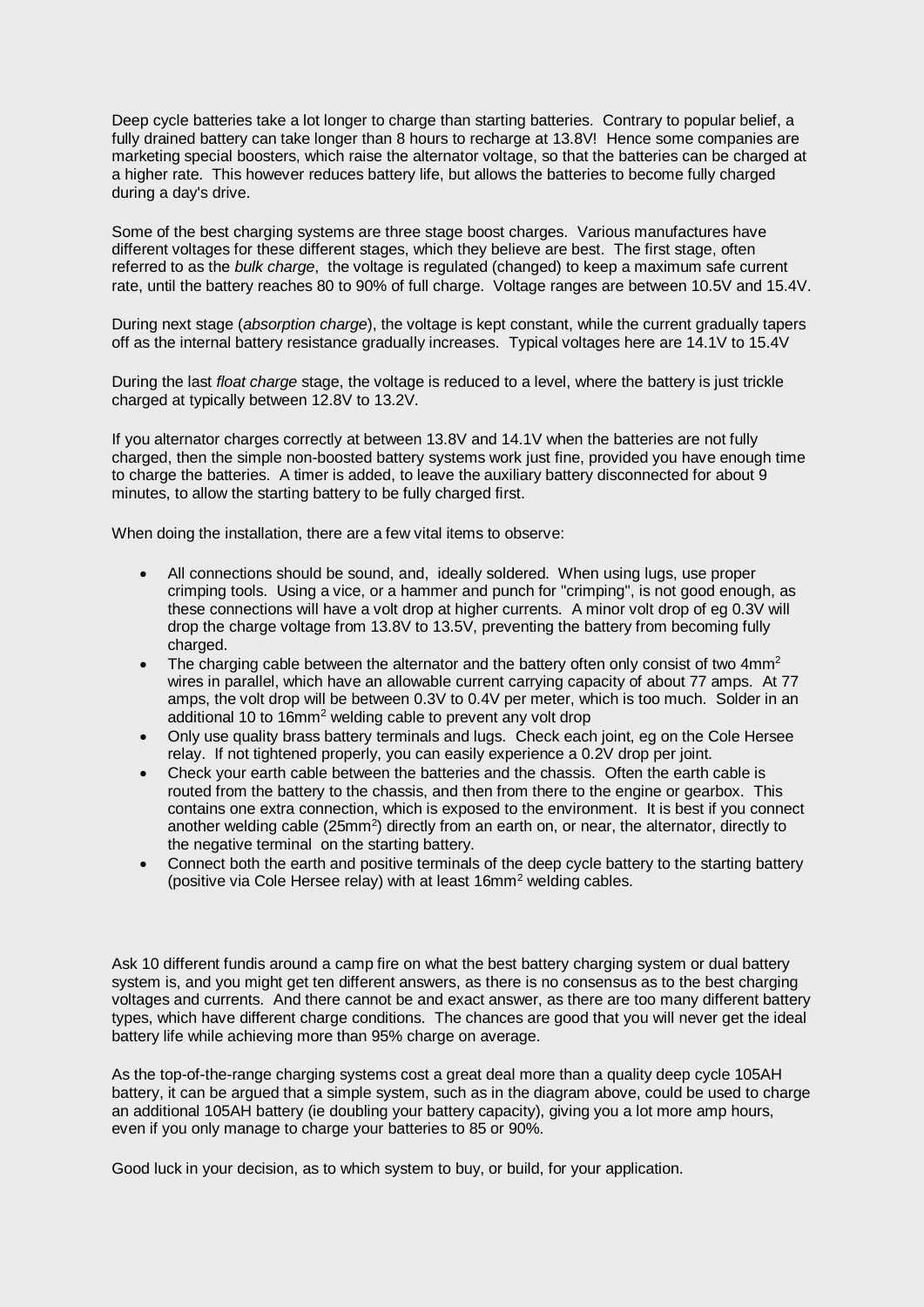Deep cycle batteries take a lot longer to charge than starting batteries. Contrary to popular belief, a fully drained battery can take longer than 8 hours to recharge at 13.8V! Hence some companies are marketing special boosters, which raise the alternator voltage, so that the batteries can be charged at a higher rate. This however reduces battery life, but allows the batteries to become fully charged during a day's drive.

Some of the best charging systems are three stage boost charges. Various manufactures have different voltages for these different stages, which they believe are best. The first stage, often referred to as the *bulk charge*, the voltage is regulated (changed) to keep a maximum safe current rate, until the battery reaches 80 to 90% of full charge. Voltage ranges are between 10.5V and 15.4V.

During next stage (*absorption charge*), the voltage is kept constant, while the current gradually tapers off as the internal battery resistance gradually increases. Typical voltages here are 14.1V to 15.4V

During the last *float charge* stage, the voltage is reduced to a level, where the battery is just trickle charged at typically between 12.8V to 13.2V.

If you alternator charges correctly at between 13.8V and 14.1V when the batteries are not fully charged, then the simple non-boosted battery systems work just fine, provided you have enough time to charge the batteries. A timer is added, to leave the auxiliary battery disconnected for about 9 minutes, to allow the starting battery to be fully charged first.

When doing the installation, there are a few vital items to observe:

- All connections should be sound, and, ideally soldered. When using lugs, use proper crimping tools. Using a vice, or a hammer and punch for "crimping", is not good enough, as these connections will have a volt drop at higher currents. A minor volt drop of eg 0.3V will drop the charge voltage from 13.8V to 13.5V, preventing the battery from becoming fully charged.
- The charging cable between the alternator and the battery often only consist of two 4mm$^2$ wires in parallel, which have an allowable current carrying capacity of about 77 amps. At 77 amps, the volt drop will be between 0.3V to 0.4V per meter, which is too much. Solder in an additional 10 to 16mm$^2$ welding cable to prevent any volt drop
- Only use quality brass battery terminals and lugs. Check each joint, eg on the Cole Hersee relay. If not tightened properly, you can easily experience a 0.2V drop per joint.
- Check your earth cable between the batteries and the chassis. Often the earth cable is routed from the battery to the chassis, and then from there to the engine or gearbox. This contains one extra connection, which is exposed to the environment. It is best if you connect another welding cable (25mm$^2$) directly from an earth on, or near, the alternator, directly to the negative terminal on the starting battery.
- Connect both the earth and positive terminals of the deep cycle battery to the starting battery (positive via Cole Hersee relay) with at least 16mm$^2$ welding cables.

Ask 10 different fundis around a camp fire on what the best battery charging system or dual battery system is, and you might get ten different answers, as there is no consensus as to the best charging voltages and currents. And there cannot be and exact answer, as there are too many different battery types, which have different charge conditions. The chances are good that you will never get the ideal battery life while achieving more than 95% charge on average.

As the top-of-the-range charging systems cost a great deal more than a quality deep cycle 105AH battery, it can be argued that a simple system, such as in the diagram above, could be used to charge an additional 105AH battery (ie doubling your battery capacity), giving you a lot more amp hours, even if you only manage to charge your batteries to 85 or 90%.

Good luck in your decision, as to which system to buy, or build, for your application.